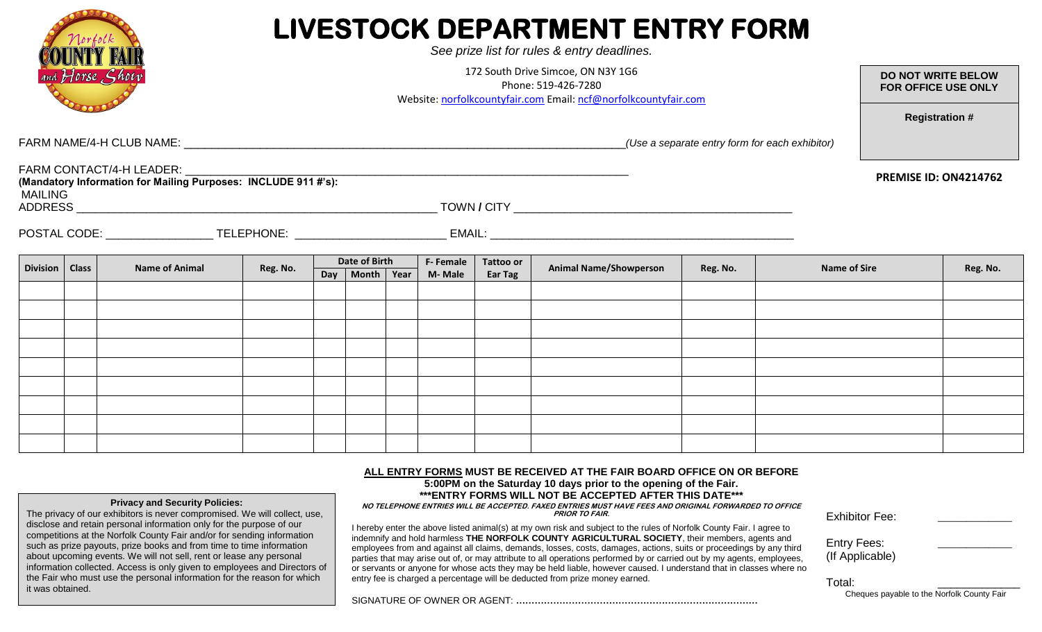# LIVESTOCK DEPARTMENT ENTRY FORM

*See prize list for rules & entry deadlines.*

172 South Drive Simcoe, ON N3Y 1G6
Phone: 519-426-7280
Website: norfolkcountyfair.com Email: ncf@norfolkcountyfair.com

**DO NOT WRITE BELOW FOR OFFICE USE ONLY**

**Registration #**

**PREMISE ID: ON4214762**

FARM NAME/4-H CLUB NAME: \_\_\_\_\_\_\_\_\_\_\_\_\_\_\_\_\_\_\_\_\_\_\_\_\_\_\_\_\_\_\_\_\_\_\_\_\_\_\_\_ *(Use a separate entry form for each exhibitor)*

FARM CONTACT/4-H LEADER: \_\_\_\_\_\_\_\_\_\_\_\_\_\_\_\_\_\_\_\_\_\_\_\_\_\_\_\_\_\_\_\_\_\_\_\_\_\_\_\_

**(Mandatory Information for Mailing Purposes: INCLUDE 911 #'s):**

MAILING ADDRESS \_\_\_\_\_\_\_\_\_\_\_\_\_\_\_\_\_\_\_\_\_\_\_\_\_\_\_\_\_\_\_\_ TOWN / CITY \_\_\_\_\_\_\_\_\_\_\_\_\_\_\_\_\_\_\_\_\_\_\_\_\_\_\_\_\_\_\_\_

POSTAL CODE: \_\_\_\_\_\_\_\_\_\_\_\_\_\_\_\_ TELEPHONE: \_\_\_\_\_\_\_\_\_\_\_\_\_\_\_\_\_\_\_\_\_\_\_\_ EMAIL: \_\_\_\_\_\_\_\_\_\_\_\_\_\_\_\_\_\_\_\_\_\_\_\_\_\_\_\_\_\_\_\_

| Division | Class | Name of Animal | Reg. No. | Date of Birth | | | F- Female M- Male | Tattoo or Ear Tag | Animal Name/Showperson | Reg. No. | Name of Sire | Reg. No. |
|---|---|---|---|---|---|---|---|---|---|---|---|---|
| | | | | Day | Month | Year | | | | | | |
| | | | | | | | | | | | | |
| | | | | | | | | | | | | |
| | | | | | | | | | | | | |
| | | | | | | | | | | | | |
| | | | | | | | | | | | | |
| | | | | | | | | | | | | |
| | | | | | | | | | | | | |
| | | | | | | | | | | | | |
| | | | | | | | | | | | | |

**Privacy and Security Policies:**

The privacy of our exhibitors is never compromised. We will collect, use, disclose and retain personal information only for the purpose of our competitions at the Norfolk County Fair and/or for sending information such as prize payouts, prize books and from time to time information about upcoming events. We will not sell, rent or lease any personal information collected. Access is only given to employees and Directors of the Fair who must use the personal information for the reason for which it was obtained.

**ALL ENTRY FORMS MUST BE RECEIVED AT THE FAIR BOARD OFFICE ON OR BEFORE 5:00PM on the Saturday 10 days prior to the opening of the Fair.**

**\*\*\*ENTRY FORMS WILL NOT BE ACCEPTED AFTER THIS DATE\*\*\***

***NO TELEPHONE ENTRIES WILL BE ACCEPTED. FAXED ENTRIES MUST HAVE FEES AND ORIGINAL FORWARDED TO OFFICE PRIOR TO FAIR.***

I hereby enter the above listed animal(s) at my own risk and subject to the rules of Norfolk County Fair. I agree to indemnify and hold harmless **THE NORFOLK COUNTY AGRICULTURAL SOCIETY**, their members, agents and employees from and against all claims, demands, losses, costs, damages, actions, suits or proceedings by any third parties that may arise out of, or may attribute to all operations performed by or carried out by my agents, employees, or servants or anyone for whose acts they may be held liable, however caused. I understand that in classes where no entry fee is charged a percentage will be deducted from prize money earned.

SIGNATURE OF OWNER OR AGENT: ..............................................................................

Exhibitor Fee: \_\_\_\_\_\_\_\_\_\_\_\_

Entry Fees: \_\_\_\_\_\_\_\_\_\_\_\_
(If Applicable)

Total: \_\_\_\_\_\_\_\_\_\_\_\_

Cheques payable to the Norfolk County Fair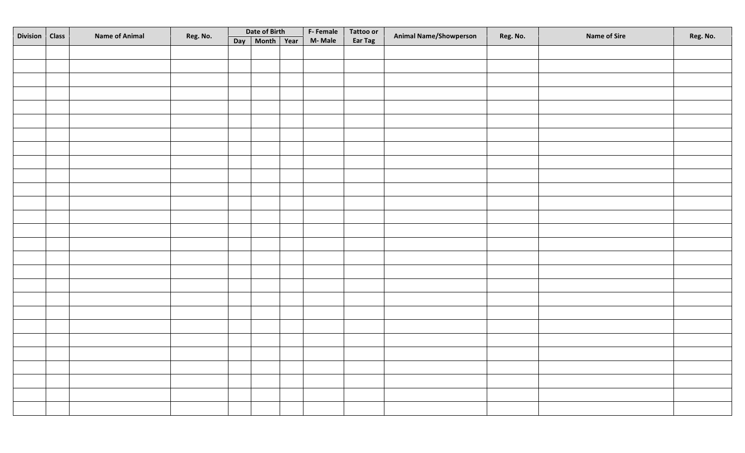| Division | Class | Name of Animal | Reg. No. | Date of Birth | | | F- Female M- Male | Tattoo or Ear Tag | Animal Name/Showperson | Reg. No. | Name of Sire | Reg. No. |
|---|---|---|---|---|---|---|---|---|---|---|---|---|
| | | | | Day | Month | Year | | | | | | |
| | | | | | | | | | | | | |
| | | | | | | | | | | | | |
| | | | | | | | | | | | | |
| | | | | | | | | | | | | |
| | | | | | | | | | | | | |
| | | | | | | | | | | | | |
| | | | | | | | | | | | | |
| | | | | | | | | | | | | |
| | | | | | | | | | | | | |
| | | | | | | | | | | | | |
| | | | | | | | | | | | | |
| | | | | | | | | | | | | |
| | | | | | | | | | | | | |
| | | | | | | | | | | | | |
| | | | | | | | | | | | | |
| | | | | | | | | | | | | |
| | | | | | | | | | | | | |
| | | | | | | | | | | | | |
| | | | | | | | | | | | | |
| | | | | | | | | | | | | |
| | | | | | | | | | | | | |
| | | | | | | | | | | | | |
| | | | | | | | | | | | | |
| | | | | | | | | | | | | |
| | | | | | | | | | | | | |
| | | | | | | | | | | | | |
| | | | | | | | | | | | | |